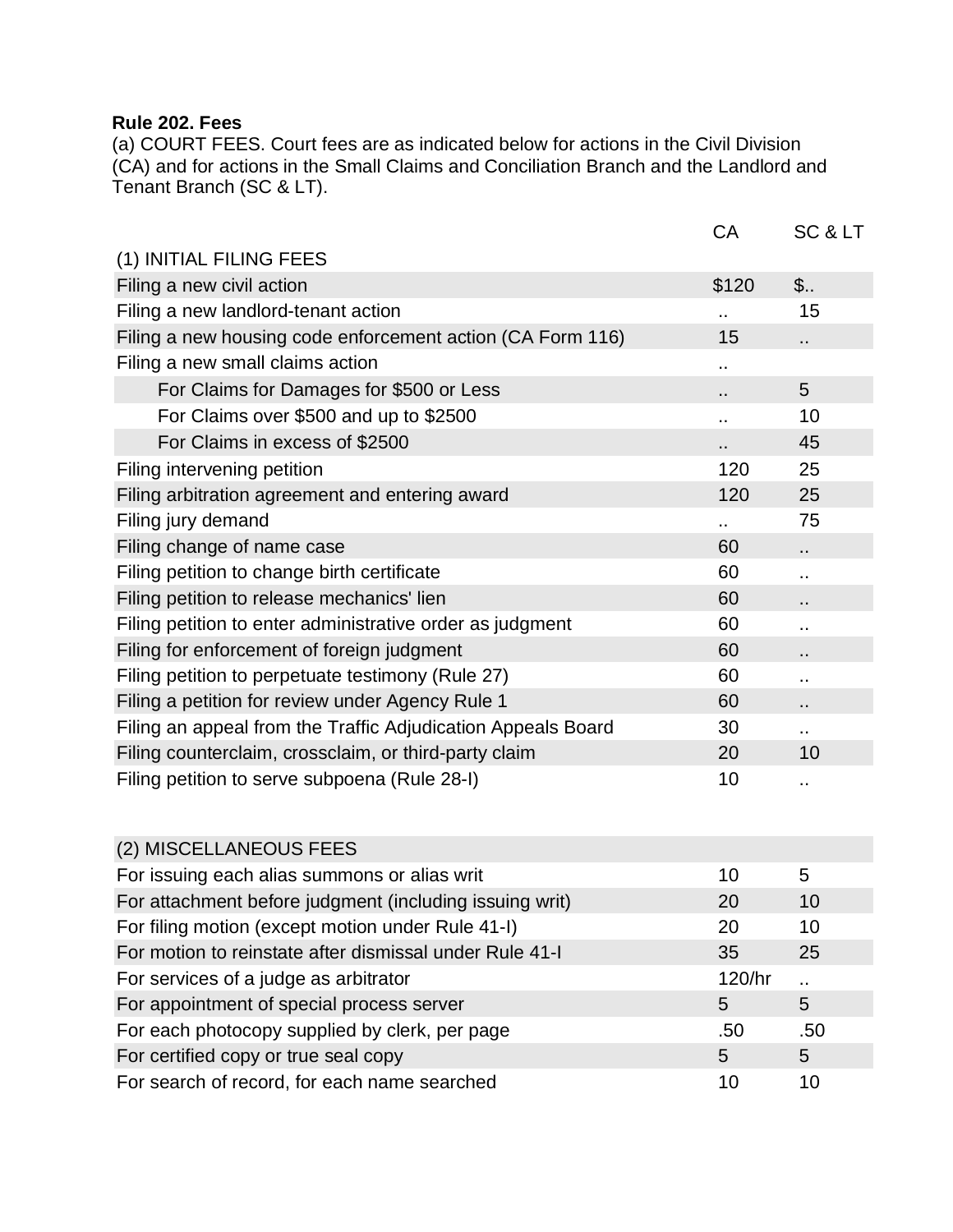**Rule 202. Fees**

(a) COURT FEES. Court fees are as indicated below for actions in the Civil Division (CA) and for actions in the Small Claims and Conciliation Branch and the Landlord and Tenant Branch (SC & LT).

| | CA | SC & LT |
|---|---|---|
| (1) INITIAL FILING FEES | | |
| Filing a new civil action | $120 | $.. |
| Filing a new landlord-tenant action | .. | 15 |
| Filing a new housing code enforcement action (CA Form 116) | 15 | .. |
| Filing a new small claims action | .. | |
| For Claims for Damages for $500 or Less | .. | 5 |
| For Claims over $500 and up to $2500 | .. | 10 |
| For Claims in excess of $2500 | .. | 45 |
| Filing intervening petition | 120 | 25 |
| Filing arbitration agreement and entering award | 120 | 25 |
| Filing jury demand | .. | 75 |
| Filing change of name case | 60 | .. |
| Filing petition to change birth certificate | 60 | .. |
| Filing petition to release mechanics' lien | 60 | .. |
| Filing petition to enter administrative order as judgment | 60 | .. |
| Filing for enforcement of foreign judgment | 60 | .. |
| Filing petition to perpetuate testimony (Rule 27) | 60 | .. |
| Filing a petition for review under Agency Rule 1 | 60 | .. |
| Filing an appeal from the Traffic Adjudication Appeals Board | 30 | .. |
| Filing counterclaim, crossclaim, or third-party claim | 20 | 10 |
| Filing petition to serve subpoena (Rule 28-I) | 10 | .. |

| | | |
|---|---|---|
| (2) MISCELLANEOUS FEES | | |
| For issuing each alias summons or alias writ | 10 | 5 |
| For attachment before judgment (including issuing writ) | 20 | 10 |
| For filing motion (except motion under Rule 41-I) | 20 | 10 |
| For motion to reinstate after dismissal under Rule 41-I | 35 | 25 |
| For services of a judge as arbitrator | 120/hr | .. |
| For appointment of special process server | 5 | 5 |
| For each photocopy supplied by clerk, per page | .50 | .50 |
| For certified copy or true seal copy | 5 | 5 |
| For search of record, for each name searched | 10 | 10 |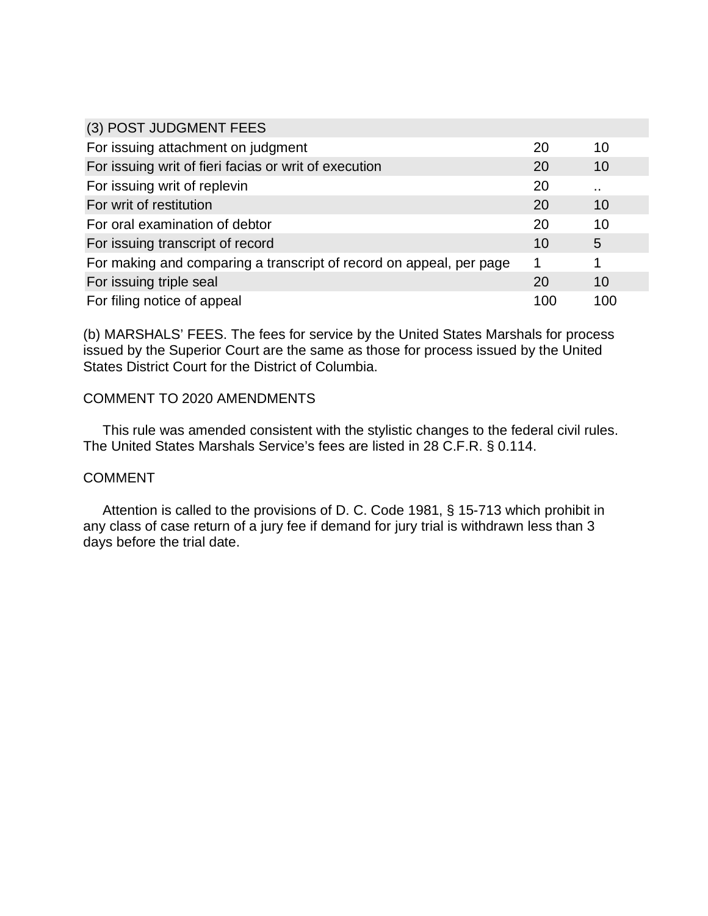| | | |
|---|---|---|
| (3) POST JUDGMENT FEES | | |
| For issuing attachment on judgment | 20 | 10 |
| For issuing writ of fieri facias or writ of execution | 20 | 10 |
| For issuing writ of replevin | 20 | .. |
| For writ of restitution | 20 | 10 |
| For oral examination of debtor | 20 | 10 |
| For issuing transcript of record | 10 | 5 |
| For making and comparing a transcript of record on appeal, per page | 1 | 1 |
| For issuing triple seal | 20 | 10 |
| For filing notice of appeal | 100 | 100 |

(b) MARSHALS' FEES. The fees for service by the United States Marshals for process issued by the Superior Court are the same as those for process issued by the United States District Court for the District of Columbia.

COMMENT TO 2020 AMENDMENTS

This rule was amended consistent with the stylistic changes to the federal civil rules. The United States Marshals Service's fees are listed in 28 C.F.R. § 0.114.

COMMENT

Attention is called to the provisions of D. C. Code 1981, § 15-713 which prohibit in any class of case return of a jury fee if demand for jury trial is withdrawn less than 3 days before the trial date.